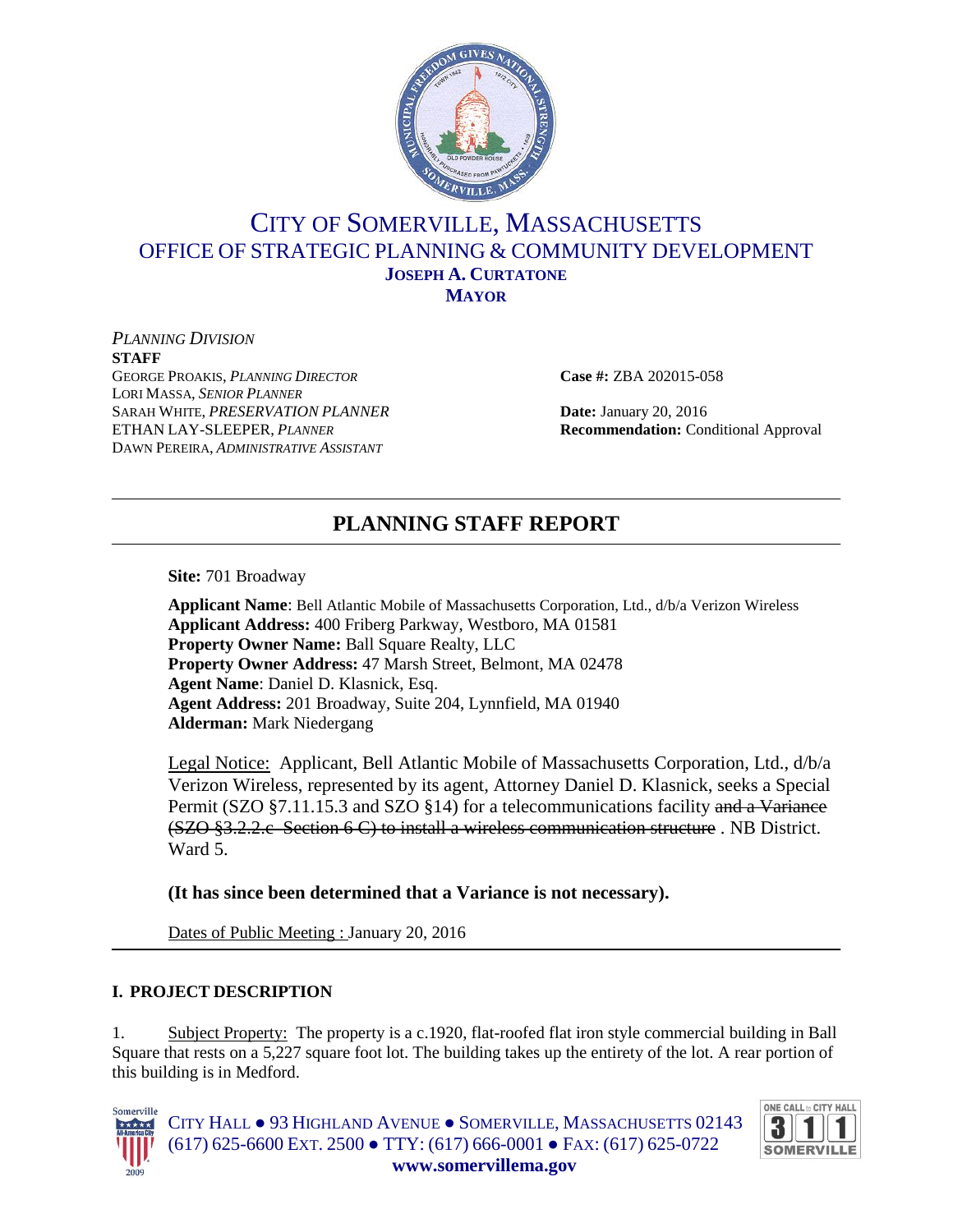# CITY OF SOMERVILLE, MASSACHUSETTS

## OFFICE OF STRATEGIC PLANNING & COMMUNITY DEVELOPMENT

**JOSEPH A. CURTATONE**
**MAYOR**

*PLANNING DIVISION*

**STAFF**

GEORGE PROAKIS, *PLANNING DIRECTOR*
LORI MASSA, *SENIOR PLANNER*
SARAH WHITE, *PRESERVATION PLANNER*
ETHAN LAY-SLEEPER, *PLANNER*
DAWN PEREIRA, *ADMINISTRATIVE ASSISTANT*

**Case #:** ZBA 202015-058

**Date:** January 20, 2016
**Recommendation:** Conditional Approval

---

# PLANNING STAFF REPORT

---

**Site:** 701 Broadway

**Applicant Name**: Bell Atlantic Mobile of Massachusetts Corporation, Ltd., d/b/a Verizon Wireless
**Applicant Address:** 400 Friberg Parkway, Westboro, MA 01581
**Property Owner Name:** Ball Square Realty, LLC
**Property Owner Address:** 47 Marsh Street, Belmont, MA 02478
**Agent Name**: Daniel D. Klasnick, Esq.
**Agent Address:** 201 Broadway, Suite 204, Lynnfield, MA 01940
**Alderman:** Mark Niedergang

Legal Notice: Applicant, Bell Atlantic Mobile of Massachusetts Corporation, Ltd., d/b/a Verizon Wireless, represented by its agent, Attorney Daniel D. Klasnick, seeks a Special Permit (SZO §7.11.15.3 and SZO §14) for a telecommunications facility ~~and a Variance (SZO §3.2.2.c Section 6 C) to install a wireless communication structure~~ . NB District. Ward 5.

**(It has since been determined that a Variance is not necessary).**

Dates of Public Meeting : January 20, 2016

---

## I. PROJECT DESCRIPTION

1. Subject Property: The property is a c.1920, flat-roofed flat iron style commercial building in Ball Square that rests on a 5,227 square foot lot. The building takes up the entirety of the lot. A rear portion of this building is in Medford.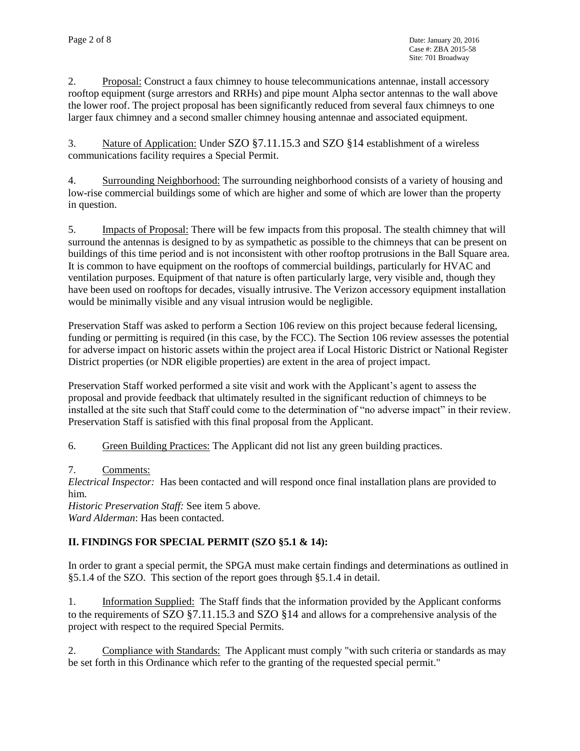2. Proposal: Construct a faux chimney to house telecommunications antennae, install accessory rooftop equipment (surge arrestors and RRHs) and pipe mount Alpha sector antennas to the wall above the lower roof. The project proposal has been significantly reduced from several faux chimneys to one larger faux chimney and a second smaller chimney housing antennae and associated equipment.

3. Nature of Application: Under SZO §7.11.15.3 and SZO §14 establishment of a wireless communications facility requires a Special Permit.

4. Surrounding Neighborhood: The surrounding neighborhood consists of a variety of housing and low-rise commercial buildings some of which are higher and some of which are lower than the property in question.

5. Impacts of Proposal: There will be few impacts from this proposal. The stealth chimney that will surround the antennas is designed to by as sympathetic as possible to the chimneys that can be present on buildings of this time period and is not inconsistent with other rooftop protrusions in the Ball Square area. It is common to have equipment on the rooftops of commercial buildings, particularly for HVAC and ventilation purposes. Equipment of that nature is often particularly large, very visible and, though they have been used on rooftops for decades, visually intrusive. The Verizon accessory equipment installation would be minimally visible and any visual intrusion would be negligible.

Preservation Staff was asked to perform a Section 106 review on this project because federal licensing, funding or permitting is required (in this case, by the FCC). The Section 106 review assesses the potential for adverse impact on historic assets within the project area if Local Historic District or National Register District properties (or NDR eligible properties) are extent in the area of project impact.

Preservation Staff worked performed a site visit and work with the Applicant's agent to assess the proposal and provide feedback that ultimately resulted in the significant reduction of chimneys to be installed at the site such that Staff could come to the determination of "no adverse impact" in their review. Preservation Staff is satisfied with this final proposal from the Applicant.

6. Green Building Practices: The Applicant did not list any green building practices.

7. Comments:
*Electrical Inspector:* Has been contacted and will respond once final installation plans are provided to him.
*Historic Preservation Staff:* See item 5 above.
*Ward Alderman*: Has been contacted.

## II. FINDINGS FOR SPECIAL PERMIT (SZO §5.1 & 14):

In order to grant a special permit, the SPGA must make certain findings and determinations as outlined in §5.1.4 of the SZO. This section of the report goes through §5.1.4 in detail.

1. Information Supplied: The Staff finds that the information provided by the Applicant conforms to the requirements of SZO §7.11.15.3 and SZO §14 and allows for a comprehensive analysis of the project with respect to the required Special Permits.

2. Compliance with Standards: The Applicant must comply "with such criteria or standards as may be set forth in this Ordinance which refer to the granting of the requested special permit."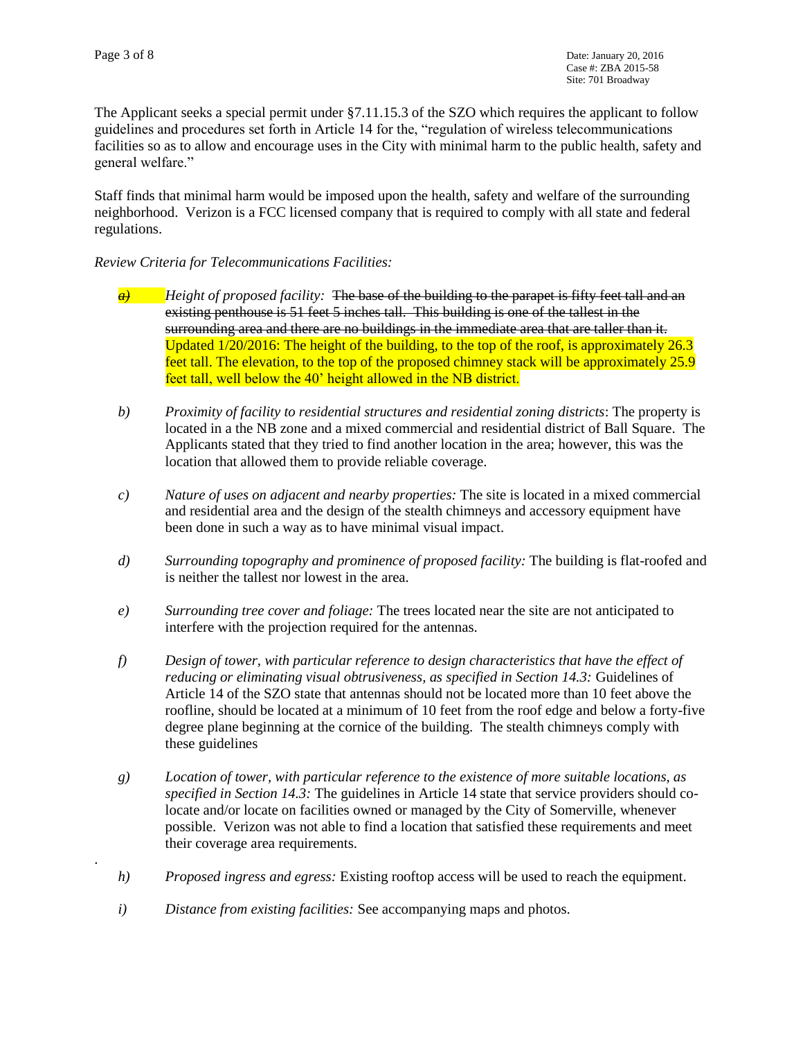The Applicant seeks a special permit under §7.11.15.3 of the SZO which requires the applicant to follow guidelines and procedures set forth in Article 14 for the, "regulation of wireless telecommunications facilities so as to allow and encourage uses in the City with minimal harm to the public health, safety and general welfare."

Staff finds that minimal harm would be imposed upon the health, safety and welfare of the surrounding neighborhood. Verizon is a FCC licensed company that is required to comply with all state and federal regulations.

*Review Criteria for Telecommunications Facilities:*

a) *Height of proposed facility:* ~~The base of the building to the parapet is fifty feet tall and an existing penthouse is 51 feet 5 inches tall. This building is one of the tallest in the surrounding area and there are no buildings in the immediate area that are taller than it.~~ Updated 1/20/2016: The height of the building, to the top of the roof, is approximately 26.3 feet tall. The elevation, to the top of the proposed chimney stack will be approximately 25.9 feet tall, well below the 40' height allowed in the NB district.

b) *Proximity of facility to residential structures and residential zoning districts*: The property is located in a the NB zone and a mixed commercial and residential district of Ball Square. The Applicants stated that they tried to find another location in the area; however, this was the location that allowed them to provide reliable coverage.

c) *Nature of uses on adjacent and nearby properties:* The site is located in a mixed commercial and residential area and the design of the stealth chimneys and accessory equipment have been done in such a way as to have minimal visual impact.

d) *Surrounding topography and prominence of proposed facility:* The building is flat-roofed and is neither the tallest nor lowest in the area.

e) *Surrounding tree cover and foliage:* The trees located near the site are not anticipated to interfere with the projection required for the antennas.

f) *Design of tower, with particular reference to design characteristics that have the effect of reducing or eliminating visual obtrusiveness, as specified in Section 14.3:* Guidelines of Article 14 of the SZO state that antennas should not be located more than 10 feet above the roofline, should be located at a minimum of 10 feet from the roof edge and below a forty-five degree plane beginning at the cornice of the building. The stealth chimneys comply with these guidelines

g) *Location of tower, with particular reference to the existence of more suitable locations, as specified in Section 14.3:* The guidelines in Article 14 state that service providers should co-locate and/or locate on facilities owned or managed by the City of Somerville, whenever possible. Verizon was not able to find a location that satisfied these requirements and meet their coverage area requirements.

h) *Proposed ingress and egress:* Existing rooftop access will be used to reach the equipment.

i) *Distance from existing facilities:* See accompanying maps and photos.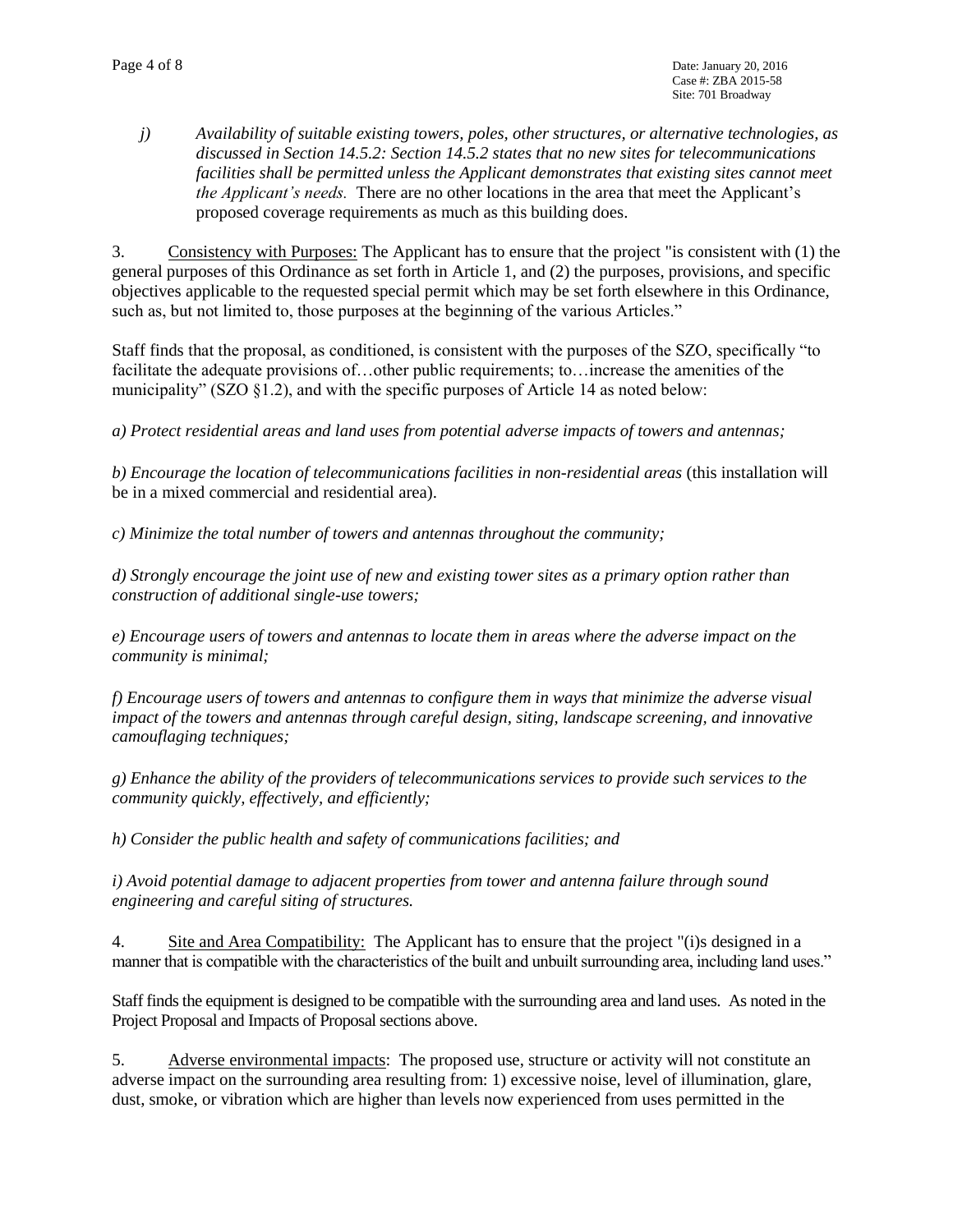*j) Availability of suitable existing towers, poles, other structures, or alternative technologies, as discussed in Section 14.5.2: Section 14.5.2 states that no new sites for telecommunications facilities shall be permitted unless the Applicant demonstrates that existing sites cannot meet the Applicant's needs.* There are no other locations in the area that meet the Applicant's proposed coverage requirements as much as this building does.

3. Consistency with Purposes: The Applicant has to ensure that the project "is consistent with (1) the general purposes of this Ordinance as set forth in Article 1, and (2) the purposes, provisions, and specific objectives applicable to the requested special permit which may be set forth elsewhere in this Ordinance, such as, but not limited to, those purposes at the beginning of the various Articles."

Staff finds that the proposal, as conditioned, is consistent with the purposes of the SZO, specifically "to facilitate the adequate provisions of…other public requirements; to…increase the amenities of the municipality" (SZO §1.2), and with the specific purposes of Article 14 as noted below:

*a) Protect residential areas and land uses from potential adverse impacts of towers and antennas;*

*b) Encourage the location of telecommunications facilities in non-residential areas* (this installation will be in a mixed commercial and residential area).

*c) Minimize the total number of towers and antennas throughout the community;*

*d) Strongly encourage the joint use of new and existing tower sites as a primary option rather than construction of additional single-use towers;*

*e) Encourage users of towers and antennas to locate them in areas where the adverse impact on the community is minimal;*

*f) Encourage users of towers and antennas to configure them in ways that minimize the adverse visual impact of the towers and antennas through careful design, siting, landscape screening, and innovative camouflaging techniques;*

*g) Enhance the ability of the providers of telecommunications services to provide such services to the community quickly, effectively, and efficiently;*

*h) Consider the public health and safety of communications facilities; and*

*i) Avoid potential damage to adjacent properties from tower and antenna failure through sound engineering and careful siting of structures.*

4. Site and Area Compatibility: The Applicant has to ensure that the project "(i)s designed in a manner that is compatible with the characteristics of the built and unbuilt surrounding area, including land uses."

Staff finds the equipment is designed to be compatible with the surrounding area and land uses. As noted in the Project Proposal and Impacts of Proposal sections above.

5. Adverse environmental impacts: The proposed use, structure or activity will not constitute an adverse impact on the surrounding area resulting from: 1) excessive noise, level of illumination, glare, dust, smoke, or vibration which are higher than levels now experienced from uses permitted in the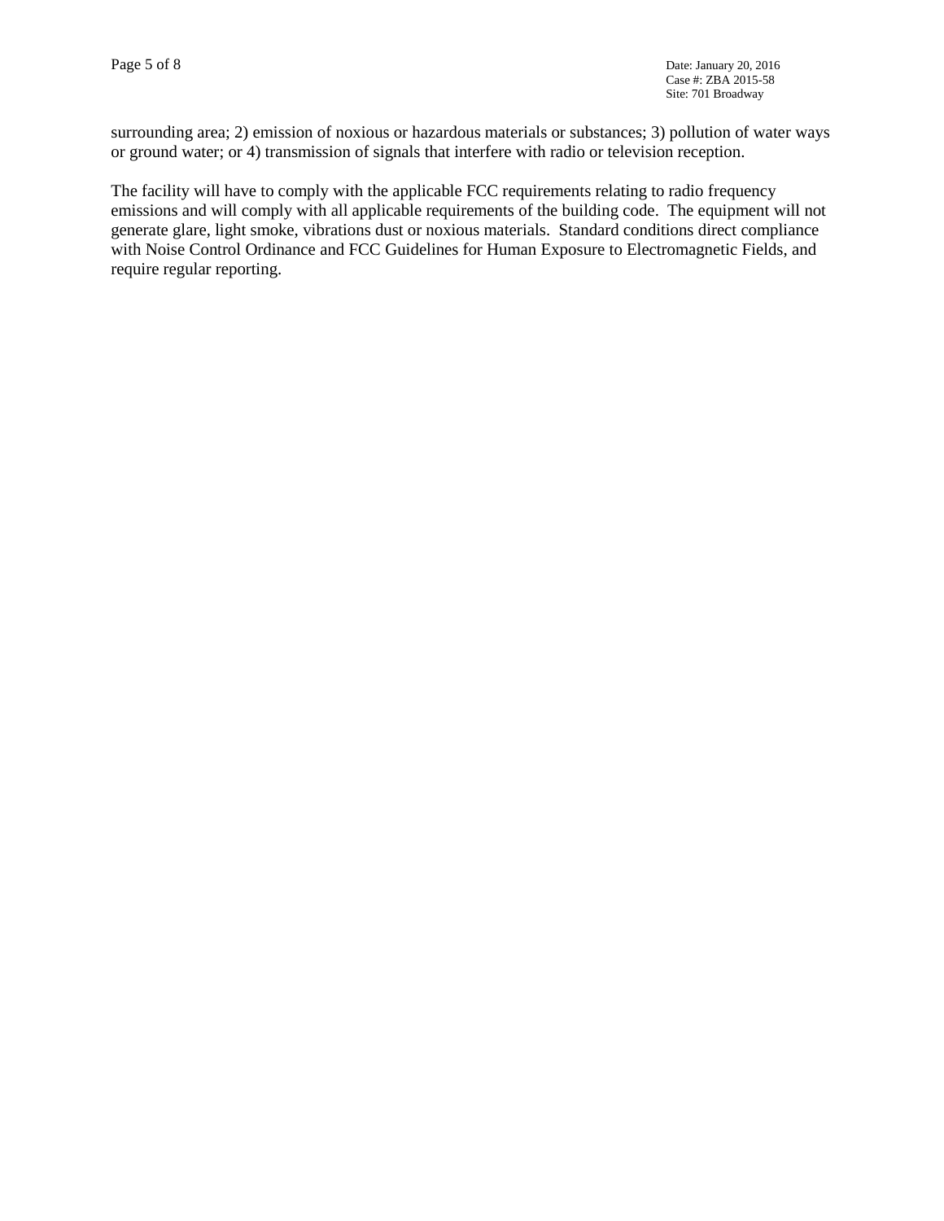surrounding area; 2) emission of noxious or hazardous materials or substances; 3) pollution of water ways or ground water; or 4) transmission of signals that interfere with radio or television reception.

The facility will have to comply with the applicable FCC requirements relating to radio frequency emissions and will comply with all applicable requirements of the building code. The equipment will not generate glare, light smoke, vibrations dust or noxious materials. Standard conditions direct compliance with Noise Control Ordinance and FCC Guidelines for Human Exposure to Electromagnetic Fields, and require regular reporting.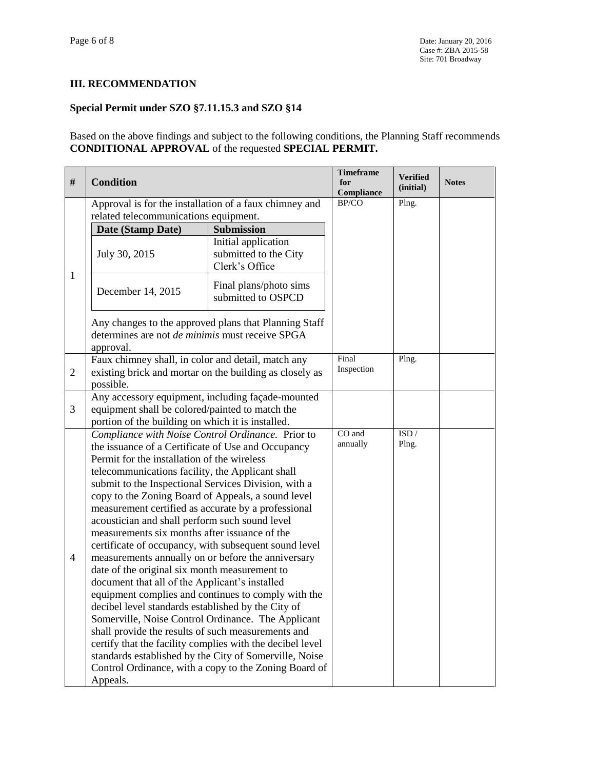### III. RECOMMENDATION

**Special Permit under SZO §7.11.15.3 and SZO §14**

Based on the above findings and subject to the following conditions, the Planning Staff recommends **CONDITIONAL APPROVAL** of the requested **SPECIAL PERMIT.**

| # | Condition | Timeframe for Compliance | Verified (initial) | Notes |
|---|---|---|---|---|
| 1 | Approval is for the installation of a faux chimney and related telecommunications equipment.<br><br>**Date (Stamp Date)** — **Submission**<br>July 30, 2015 — Initial application submitted to the City Clerk's Office<br>December 14, 2015 — Final plans/photo sims submitted to OSPCD<br><br>Any changes to the approved plans that Planning Staff determines are not *de minimis* must receive SPGA approval. | BP/CO | Plng. | |
| 2 | Faux chimney shall, in color and detail, match any existing brick and mortar on the building as closely as possible. | Final Inspection | Plng. | |
| 3 | Any accessory equipment, including façade-mounted equipment shall be colored/painted to match the portion of the building on which it is installed. | | | |
| 4 | *Compliance with Noise Control Ordinance.* Prior to the issuance of a Certificate of Use and Occupancy Permit for the installation of the wireless telecommunications facility, the Applicant shall submit to the Inspectional Services Division, with a copy to the Zoning Board of Appeals, a sound level measurement certified as accurate by a professional acoustician and shall perform such sound level measurements six months after issuance of the certificate of occupancy, with subsequent sound level measurements annually on or before the anniversary date of the original six month measurement to document that all of the Applicant's installed equipment complies and continues to comply with the decibel level standards established by the City of Somerville, Noise Control Ordinance. The Applicant shall provide the results of such measurements and certify that the facility complies with the decibel level standards established by the City of Somerville, Noise Control Ordinance, with a copy to the Zoning Board of Appeals. | CO and annually | ISD / Plng. | |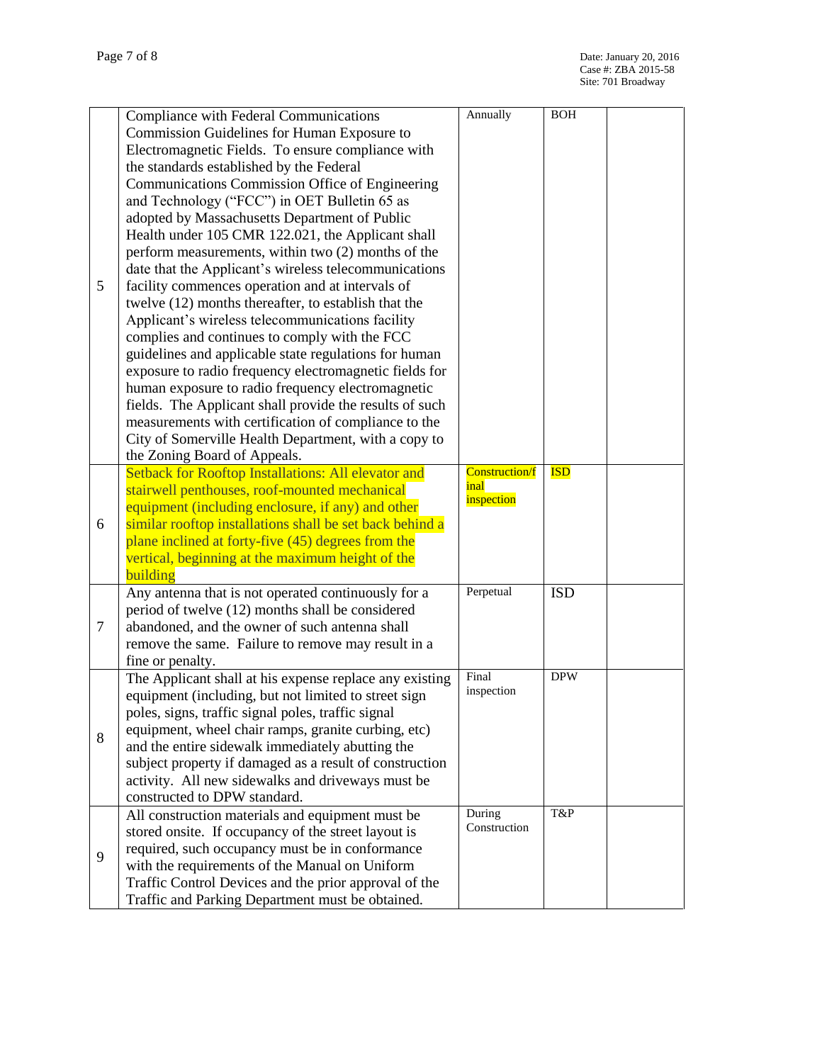| | | | | |
|---|---|---|---|---|
| 5 | Compliance with Federal Communications Commission Guidelines for Human Exposure to Electromagnetic Fields. To ensure compliance with the standards established by the Federal Communications Commission Office of Engineering and Technology ("FCC") in OET Bulletin 65 as adopted by Massachusetts Department of Public Health under 105 CMR 122.021, the Applicant shall perform measurements, within two (2) months of the date that the Applicant's wireless telecommunications facility commences operation and at intervals of twelve (12) months thereafter, to establish that the Applicant's wireless telecommunications facility complies and continues to comply with the FCC guidelines and applicable state regulations for human exposure to radio frequency electromagnetic fields for human exposure to radio frequency electromagnetic fields. The Applicant shall provide the results of such measurements with certification of compliance to the City of Somerville Health Department, with a copy to the Zoning Board of Appeals. | Annually | BOH | |
| 6 | Setback for Rooftop Installations: All elevator and stairwell penthouses, roof-mounted mechanical equipment (including enclosure, if any) and other similar rooftop installations shall be set back behind a plane inclined at forty-five (45) degrees from the vertical, beginning at the maximum height of the building | Construction/final inspection | ISD | |
| 7 | Any antenna that is not operated continuously for a period of twelve (12) months shall be considered abandoned, and the owner of such antenna shall remove the same. Failure to remove may result in a fine or penalty. | Perpetual | ISD | |
| 8 | The Applicant shall at his expense replace any existing equipment (including, but not limited to street sign poles, signs, traffic signal poles, traffic signal equipment, wheel chair ramps, granite curbing, etc) and the entire sidewalk immediately abutting the subject property if damaged as a result of construction activity. All new sidewalks and driveways must be constructed to DPW standard. | Final inspection | DPW | |
| 9 | All construction materials and equipment must be stored onsite. If occupancy of the street layout is required, such occupancy must be in conformance with the requirements of the Manual on Uniform Traffic Control Devices and the prior approval of the Traffic and Parking Department must be obtained. | During Construction | T&P | |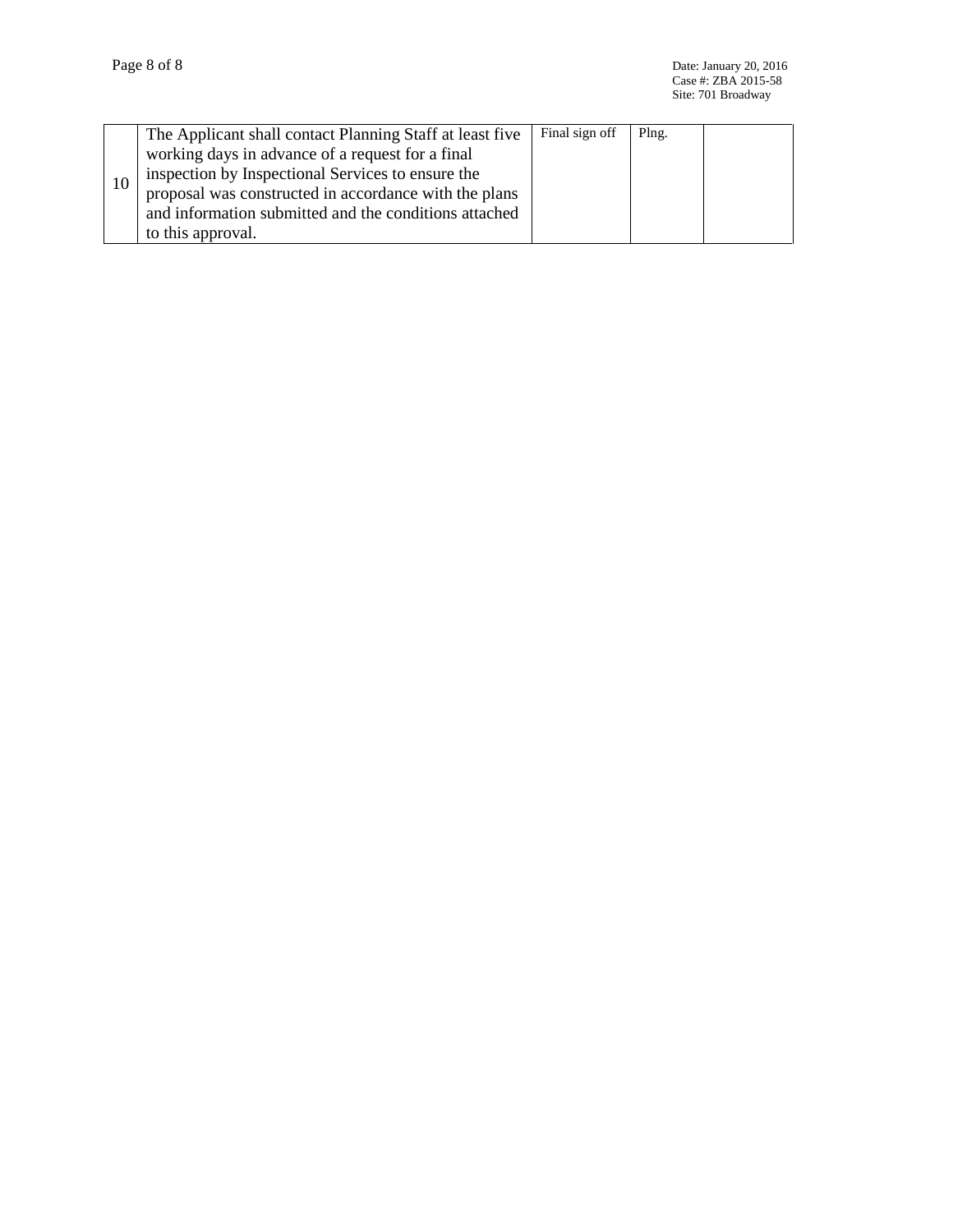| | | | | |
|---|---|---|---|---|
| 10 | The Applicant shall contact Planning Staff at least five working days in advance of a request for a final inspection by Inspectional Services to ensure the proposal was constructed in accordance with the plans and information submitted and the conditions attached to this approval. | Final sign off | Plng. | |